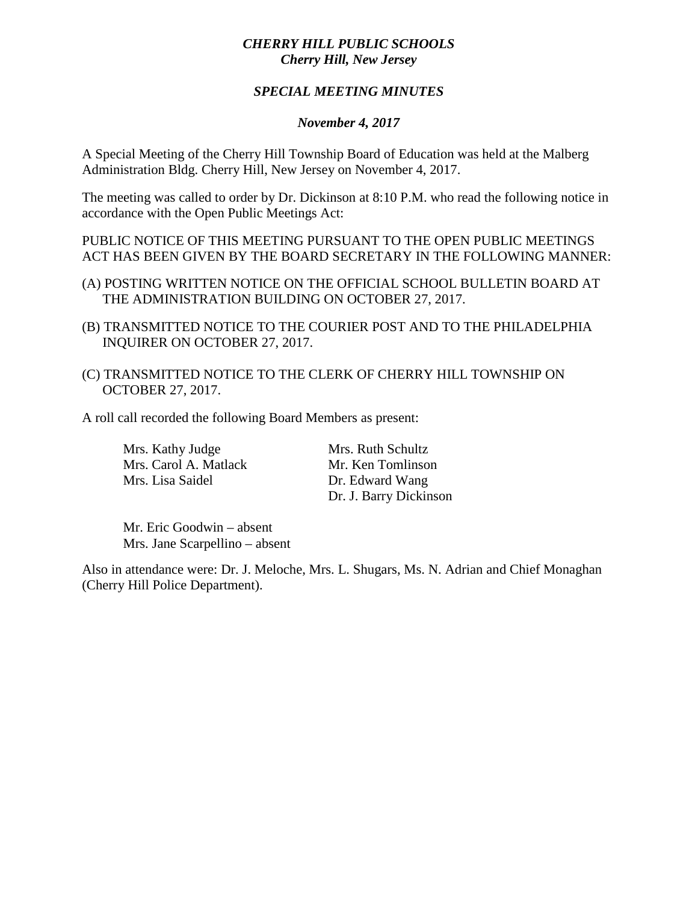***CHERRY HILL PUBLIC SCHOOLS***
***Cherry Hill, New Jersey***

***SPECIAL MEETING MINUTES***

***November 4, 2017***

A Special Meeting of the Cherry Hill Township Board of Education was held at the Malberg Administration Bldg. Cherry Hill, New Jersey on November 4, 2017.

The meeting was called to order by Dr. Dickinson at 8:10 P.M. who read the following notice in accordance with the Open Public Meetings Act:

PUBLIC NOTICE OF THIS MEETING PURSUANT TO THE OPEN PUBLIC MEETINGS ACT HAS BEEN GIVEN BY THE BOARD SECRETARY IN THE FOLLOWING MANNER:

(A) POSTING WRITTEN NOTICE ON THE OFFICIAL SCHOOL BULLETIN BOARD AT THE ADMINISTRATION BUILDING ON OCTOBER 27, 2017.

(B) TRANSMITTED NOTICE TO THE COURIER POST AND TO THE PHILADELPHIA INQUIRER ON OCTOBER 27, 2017.

(C) TRANSMITTED NOTICE TO THE CLERK OF CHERRY HILL TOWNSHIP ON OCTOBER 27, 2017.

A roll call recorded the following Board Members as present:

Mrs. Kathy Judge
Mrs. Carol A. Matlack
Mrs. Lisa Saidel
Mrs. Ruth Schultz
Mr. Ken Tomlinson
Dr. Edward Wang
Dr. J. Barry Dickinson

Mr. Eric Goodwin – absent
Mrs. Jane Scarpellino – absent

Also in attendance were: Dr. J. Meloche, Mrs. L. Shugars, Ms. N. Adrian and Chief Monaghan (Cherry Hill Police Department).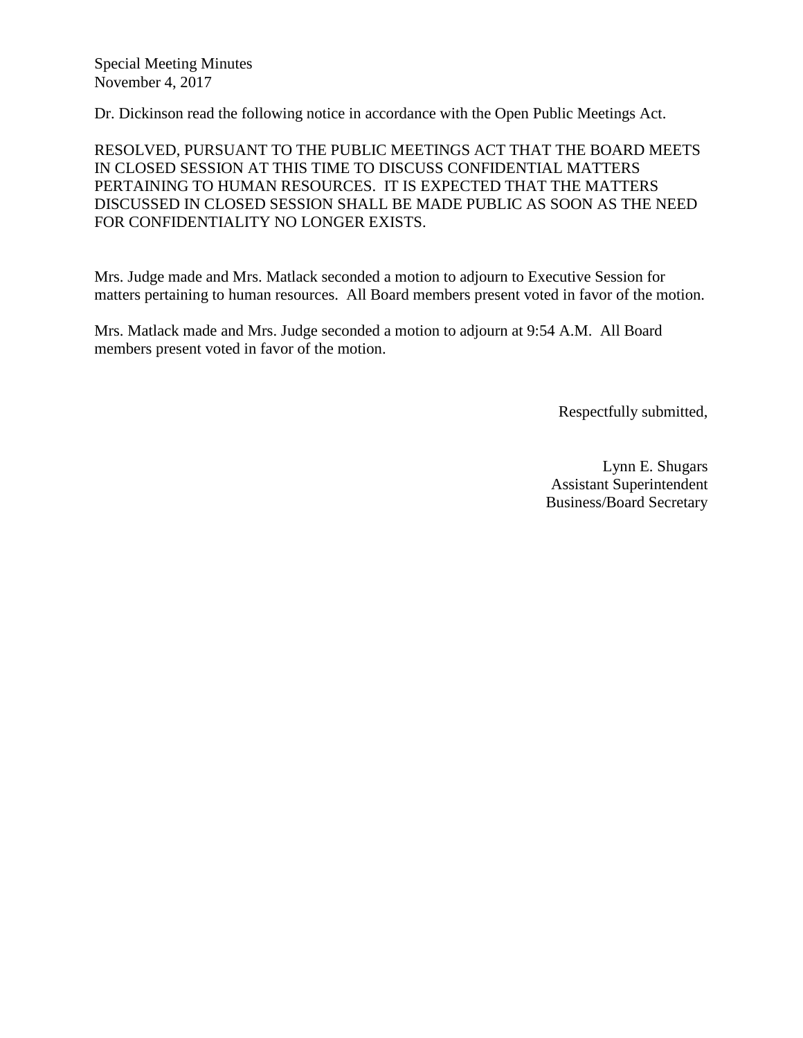Special Meeting Minutes
November 4, 2017

Dr. Dickinson read the following notice in accordance with the Open Public Meetings Act.

RESOLVED, PURSUANT TO THE PUBLIC MEETINGS ACT THAT THE BOARD MEETS IN CLOSED SESSION AT THIS TIME TO DISCUSS CONFIDENTIAL MATTERS PERTAINING TO HUMAN RESOURCES. IT IS EXPECTED THAT THE MATTERS DISCUSSED IN CLOSED SESSION SHALL BE MADE PUBLIC AS SOON AS THE NEED FOR CONFIDENTIALITY NO LONGER EXISTS.

Mrs. Judge made and Mrs. Matlack seconded a motion to adjourn to Executive Session for matters pertaining to human resources. All Board members present voted in favor of the motion.

Mrs. Matlack made and Mrs. Judge seconded a motion to adjourn at 9:54 A.M. All Board members present voted in favor of the motion.

Respectfully submitted,

Lynn E. Shugars
Assistant Superintendent
Business/Board Secretary